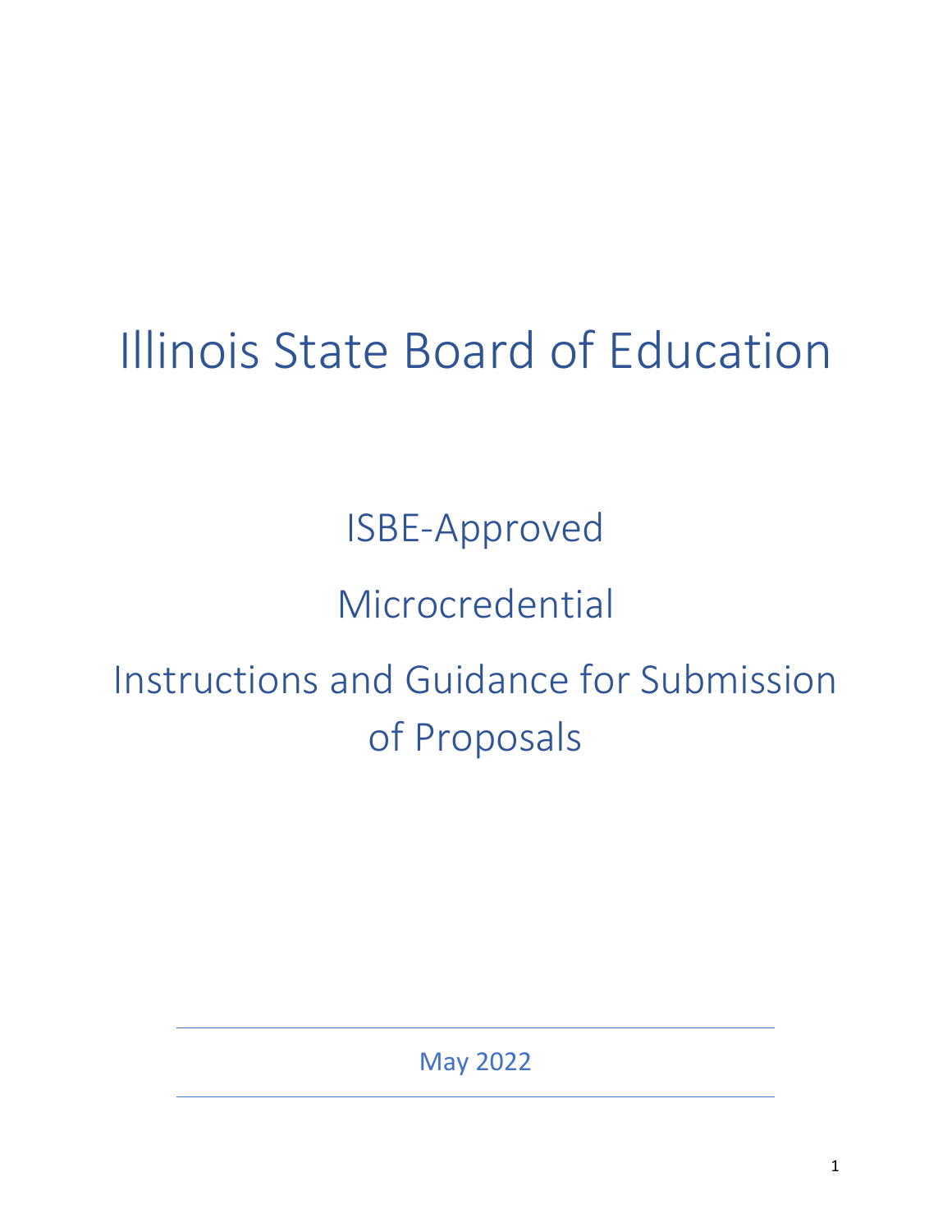# Illinois State Board of Education

## ISBE-Approved

## Microcredential

## Instructions and Guidance for Submission of Proposals

May 2022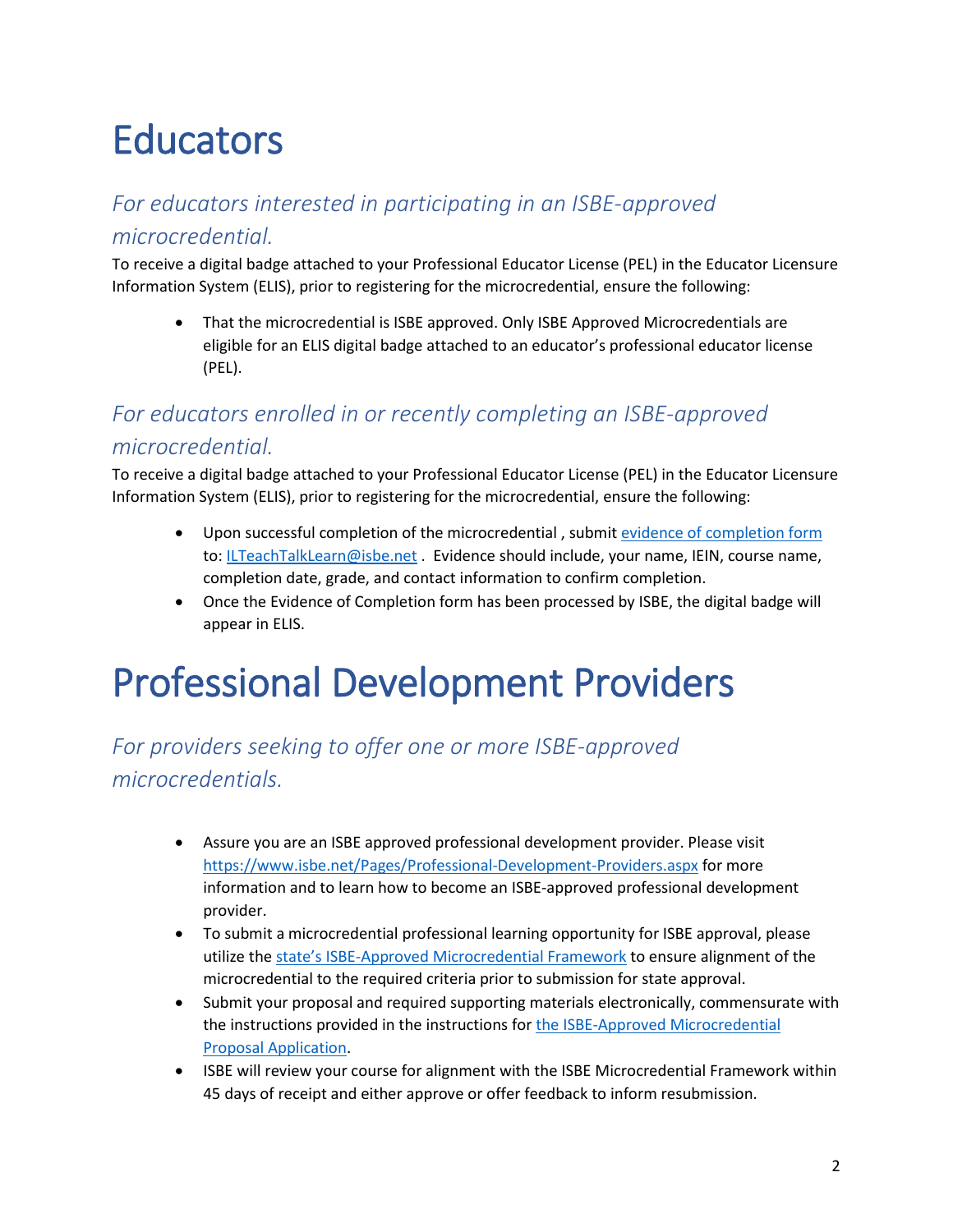# Educators

## *For educators interested in participating in an ISBE-approved microcredential.*

To receive a digital badge attached to your Professional Educator License (PEL) in the Educator Licensure Information System (ELIS), prior to registering for the microcredential, ensure the following:

- That the microcredential is ISBE approved. Only ISBE Approved Microcredentials are eligible for an ELIS digital badge attached to an educator's professional educator license (PEL).

## *For educators enrolled in or recently completing an ISBE-approved microcredential.*

To receive a digital badge attached to your Professional Educator License (PEL) in the Educator Licensure Information System (ELIS), prior to registering for the microcredential, ensure the following:

- Upon successful completion of the microcredential , submit evidence of completion form to: ILTeachTalkLearn@isbe.net . Evidence should include, your name, IEIN, course name, completion date, grade, and contact information to confirm completion.
- Once the Evidence of Completion form has been processed by ISBE, the digital badge will appear in ELIS.

# Professional Development Providers

## *For providers seeking to offer one or more ISBE-approved microcredentials.*

- Assure you are an ISBE approved professional development provider. Please visit https://www.isbe.net/Pages/Professional-Development-Providers.aspx for more information and to learn how to become an ISBE-approved professional development provider.
- To submit a microcredential professional learning opportunity for ISBE approval, please utilize the state's ISBE-Approved Microcredential Framework to ensure alignment of the microcredential to the required criteria prior to submission for state approval.
- Submit your proposal and required supporting materials electronically, commensurate with the instructions provided in the instructions for the ISBE-Approved Microcredential Proposal Application.
- ISBE will review your course for alignment with the ISBE Microcredential Framework within 45 days of receipt and either approve or offer feedback to inform resubmission.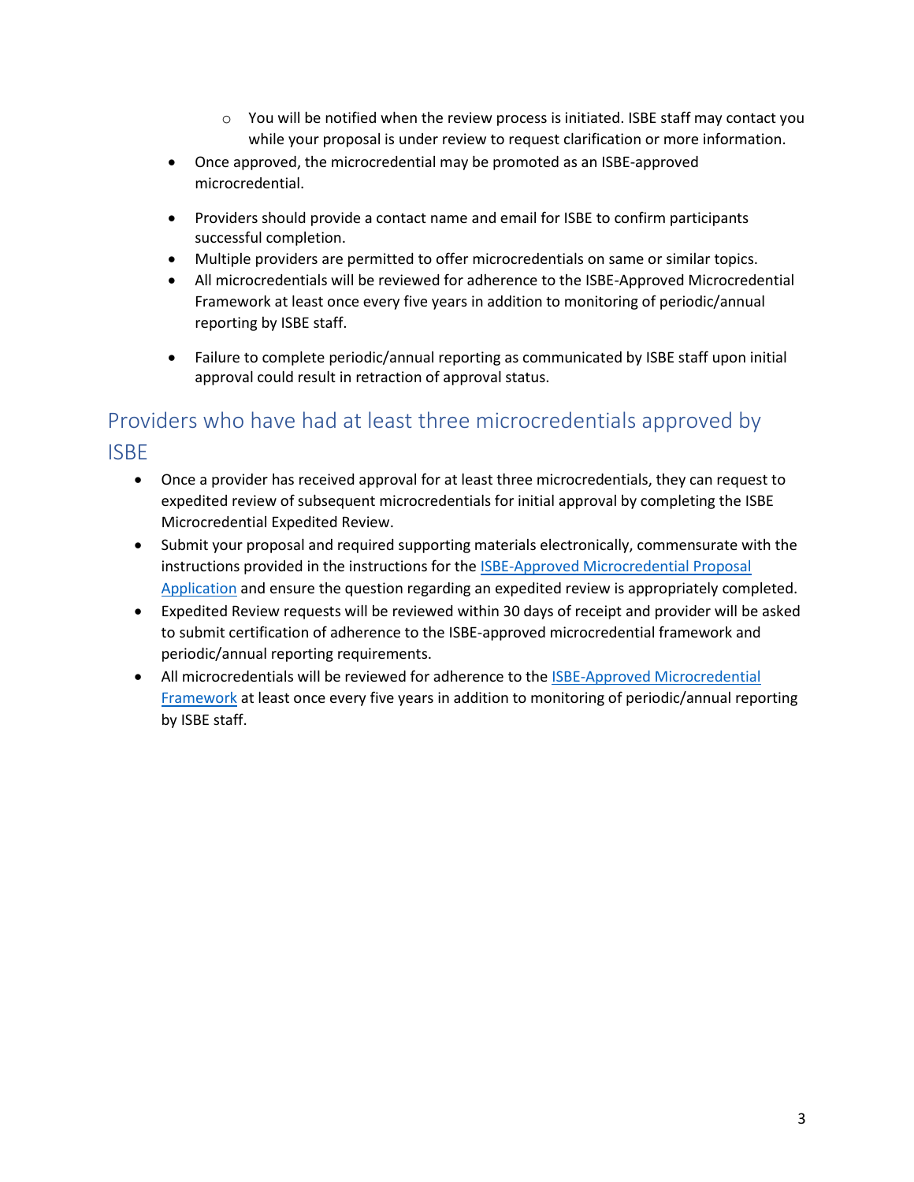- You will be notified when the review process is initiated. ISBE staff may contact you while your proposal is under review to request clarification or more information.
- Once approved, the microcredential may be promoted as an ISBE-approved microcredential.
- Providers should provide a contact name and email for ISBE to confirm participants successful completion.
- Multiple providers are permitted to offer microcredentials on same or similar topics.
- All microcredentials will be reviewed for adherence to the ISBE-Approved Microcredential Framework at least once every five years in addition to monitoring of periodic/annual reporting by ISBE staff.
- Failure to complete periodic/annual reporting as communicated by ISBE staff upon initial approval could result in retraction of approval status.

## Providers who have had at least three microcredentials approved by ISBE

- Once a provider has received approval for at least three microcredentials, they can request to expedited review of subsequent microcredentials for initial approval by completing the ISBE Microcredential Expedited Review.
- Submit your proposal and required supporting materials electronically, commensurate with the instructions provided in the instructions for the ISBE-Approved Microcredential Proposal Application and ensure the question regarding an expedited review is appropriately completed.
- Expedited Review requests will be reviewed within 30 days of receipt and provider will be asked to submit certification of adherence to the ISBE-approved microcredential framework and periodic/annual reporting requirements.
- All microcredentials will be reviewed for adherence to the ISBE-Approved Microcredential Framework at least once every five years in addition to monitoring of periodic/annual reporting by ISBE staff.